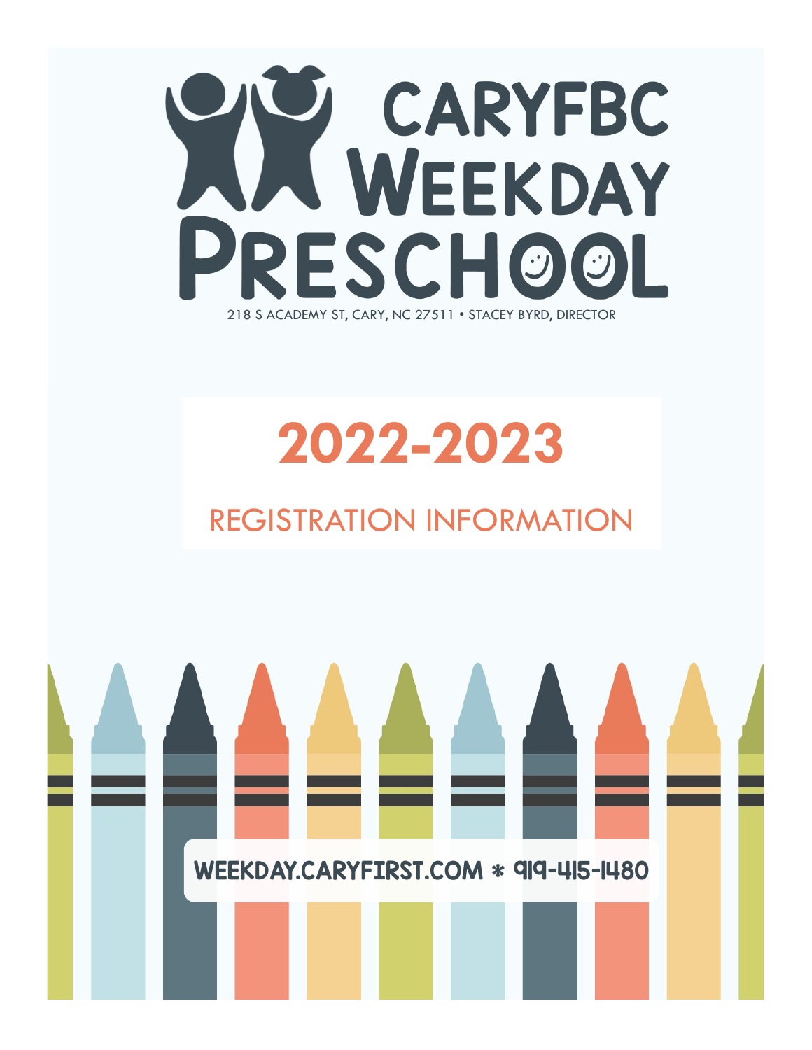# CARYFBC WEEKDAY PRESCHOOL

218 S ACADEMY ST, CARY, NC 27511 • STACEY BYRD, DIRECTOR

# 2022-2023

## REGISTRATION INFORMATION

WEEKDAY.CARYFIRST.COM * 919-415-1480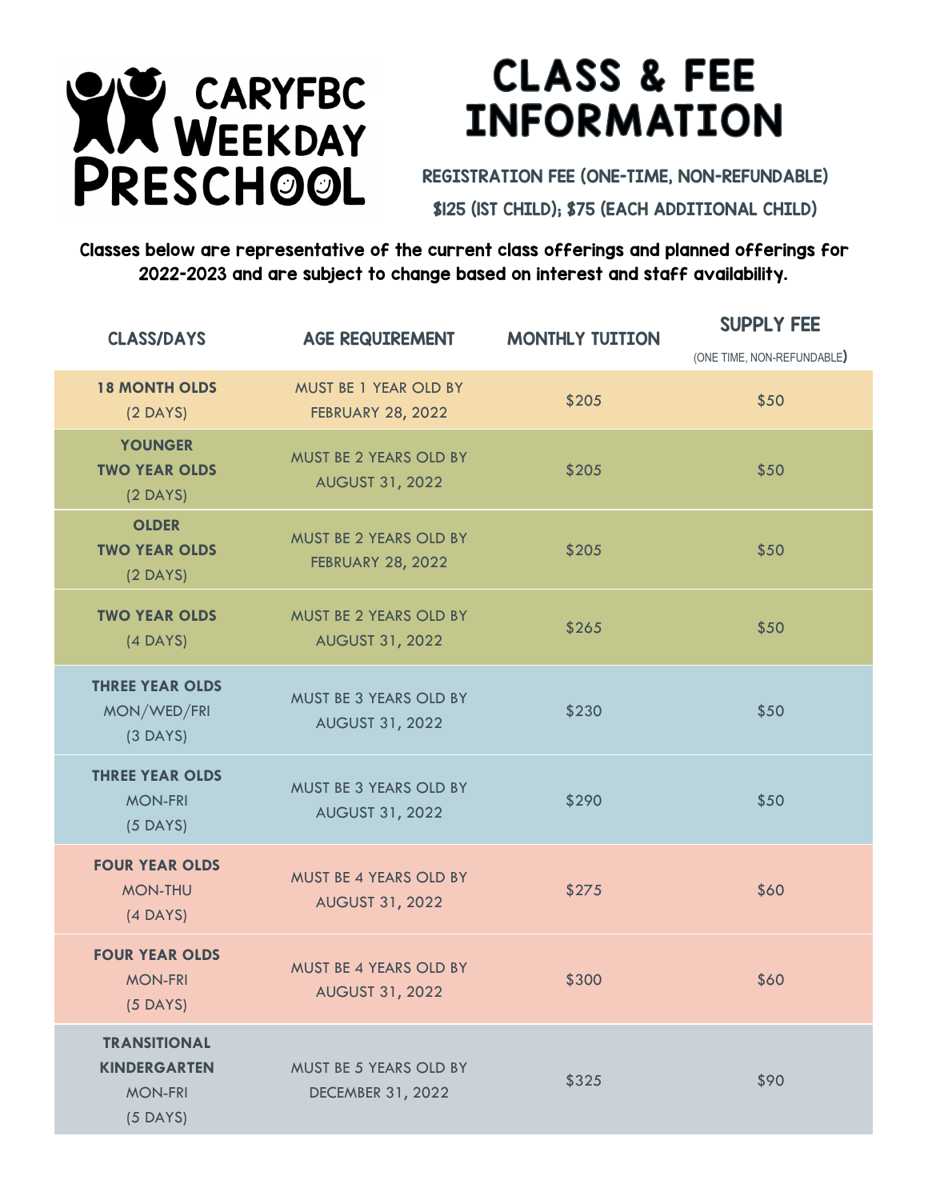# CARYFBC WEEKDAY PRESCHOOL

# CLASS & FEE INFORMATION

REGISTRATION FEE (ONE-TIME, NON-REFUNDABLE)

$125 (1ST CHILD); $75 (EACH ADDITIONAL CHILD)

**Classes below are representative of the current class offerings and planned offerings for 2022-2023 and are subject to change based on interest and staff availability.**

| CLASS/DAYS | AGE REQUIREMENT | MONTHLY TUITION | SUPPLY FEE (ONE TIME, NON-REFUNDABLE) |
|---|---|---|---|
| **18 MONTH OLDS** (2 DAYS) | MUST BE 1 YEAR OLD BY FEBRUARY 28, 2022 | $205 | $50 |
| **YOUNGER TWO YEAR OLDS** (2 DAYS) | MUST BE 2 YEARS OLD BY AUGUST 31, 2022 | $205 | $50 |
| **OLDER TWO YEAR OLDS** (2 DAYS) | MUST BE 2 YEARS OLD BY FEBRUARY 28, 2022 | $205 | $50 |
| **TWO YEAR OLDS** (4 DAYS) | MUST BE 2 YEARS OLD BY AUGUST 31, 2022 | $265 | $50 |
| **THREE YEAR OLDS** MON/WED/FRI (3 DAYS) | MUST BE 3 YEARS OLD BY AUGUST 31, 2022 | $230 | $50 |
| **THREE YEAR OLDS** MON-FRI (5 DAYS) | MUST BE 3 YEARS OLD BY AUGUST 31, 2022 | $290 | $50 |
| **FOUR YEAR OLDS** MON-THU (4 DAYS) | MUST BE 4 YEARS OLD BY AUGUST 31, 2022 | $275 | $60 |
| **FOUR YEAR OLDS** MON-FRI (5 DAYS) | MUST BE 4 YEARS OLD BY AUGUST 31, 2022 | $300 | $60 |
| **TRANSITIONAL KINDERGARTEN** MON-FRI (5 DAYS) | MUST BE 5 YEARS OLD BY DECEMBER 31, 2022 | $325 | $90 |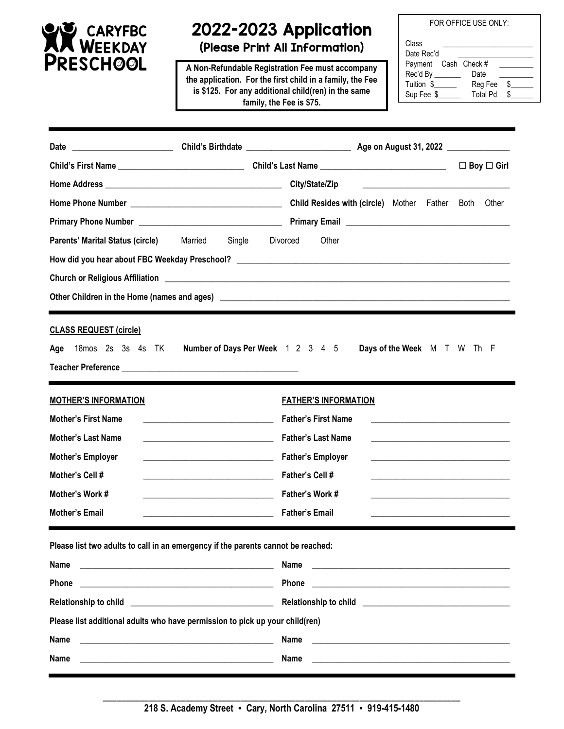# CARYFBC WEEKDAY PRESCHOOL

# 2022-2023 Application

**(Please Print All Information)**

**A Non-Refundable Registration Fee must accompany the application. For the first child in a family, the Fee is $125. For any additional child(ren) in the same family, the Fee is $75.**

FOR OFFICE USE ONLY:

Class ____________________
Date Rec'd ____________________
Payment Cash Check # ________
Rec'd By _______ Date ________
Tuition $______ Reg Fee $______
Sup Fee $______ Total Pd $______

---

**Date** ______________________ **Child's Birthdate** ______________________ **Age on August 31, 2022** ______________

**Child's First Name** ___________________________ **Child's Last Name** ___________________________ ☐ **Boy** ☐ **Girl**

**Home Address** ________________________________________ **City/State/Zip** ________________________________

**Home Phone Number** ________________________________ **Child Resides with (circle)** Mother Father Both Other

**Primary Phone Number** ______________________________ **Primary Email** ____________________________________

**Parents' Marital Status (circle)** Married Single Divorced Other

**How did you hear about FBC Weekday Preschool?** ____________________________________________________________

**Church or Religious Affiliation** ______________________________________________________________________

**Other Children in the Home (names and ages)** ___________________________________________________________

---

**CLASS REQUEST (circle)**

**Age** 18mos 2s 3s 4s TK **Number of Days Per Week** 1 2 3 4 5 **Days of the Week** M T W Th F

**Teacher Preference** ________________________________________

---

| **MOTHER'S INFORMATION** | | **FATHER'S INFORMATION** | |
|---|---|---|---|
| **Mother's First Name** | ______________________________ | **Father's First Name** | ______________________________ |
| **Mother's Last Name** | ______________________________ | **Father's Last Name** | ______________________________ |
| **Mother's Employer** | ______________________________ | **Father's Employer** | ______________________________ |
| **Mother's Cell #** | ______________________________ | **Father's Cell #** | ______________________________ |
| **Mother's Work #** | ______________________________ | **Father's Work #** | ______________________________ |
| **Mother's Email** | ______________________________ | **Father's Email** | ______________________________ |

---

**Please list two adults to call in an emergency if the parents cannot be reached:**

**Name** ____________________________________________ **Name** ____________________________________________

**Phone** ____________________________________________ **Phone** ____________________________________________

**Relationship to child** ______________________________ **Relationship to child** ______________________________

**Please list additional adults who have permission to pick up your child(ren)**

**Name** ____________________________________________ **Name** ____________________________________________

**Name** ____________________________________________ **Name** ____________________________________________

---

**218 S. Academy Street ▪ Cary, North Carolina 27511 ▪ 919-415-1480**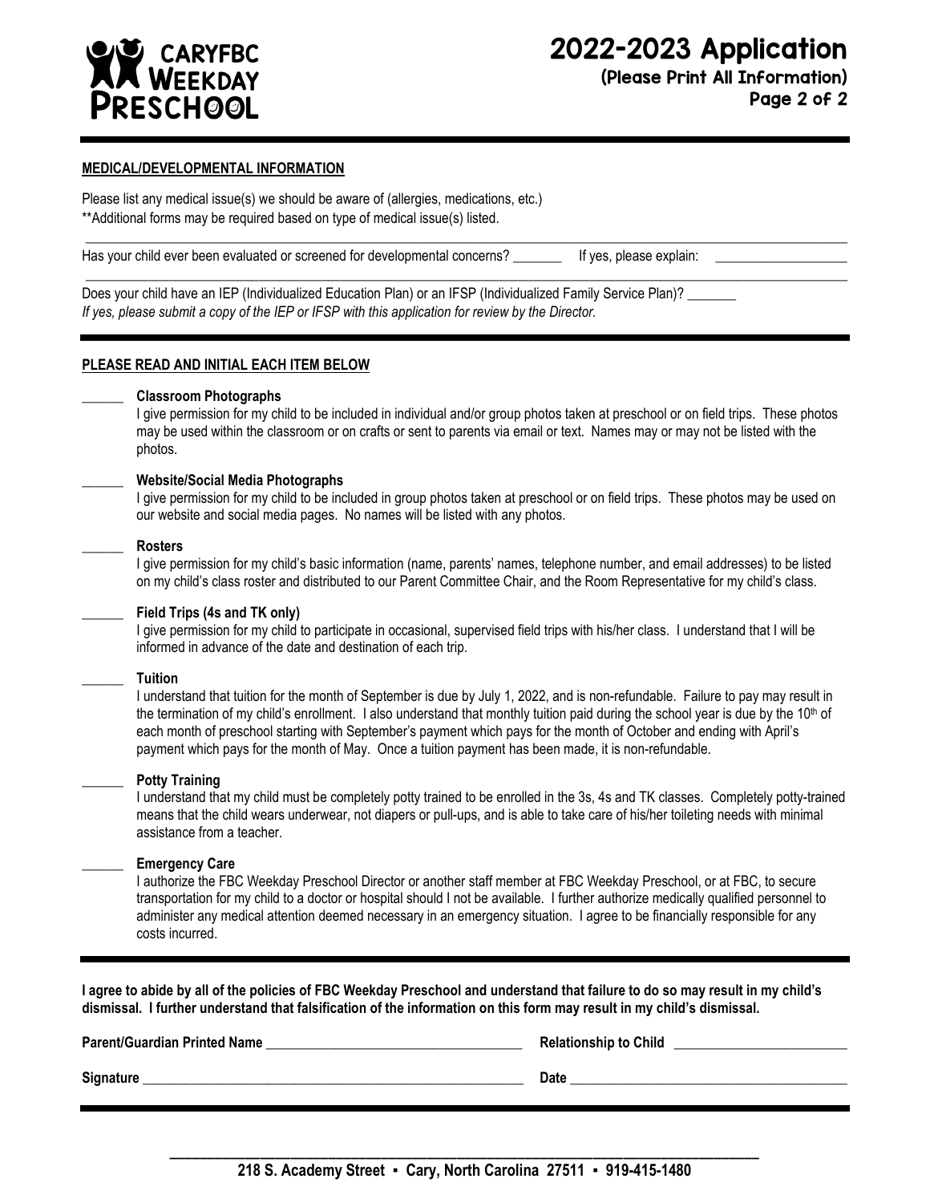# CARYFBC WEEKDAY PRESCHOOL

# 2022-2023 Application

**(Please Print All Information)**

**Page 2 of 2**

**MEDICAL/DEVELOPMENTAL INFORMATION**

Please list any medical issue(s) we should be aware of (allergies, medications, etc.)
**Additional forms may be required based on type of medical issue(s) listed.

_______________________________________________________________________________

Has your child ever been evaluated or screened for developmental concerns? _______ If yes, please explain: ___________________

_______________________________________________________________________________

Does your child have an IEP (Individualized Education Plan) or an IFSP (Individualized Family Service Plan)? _______
*If yes, please submit a copy of the IEP or IFSP with this application for review by the Director.*

**PLEASE READ AND INITIAL EACH ITEM BELOW**

______ **Classroom Photographs**
I give permission for my child to be included in individual and/or group photos taken at preschool or on field trips. These photos may be used within the classroom or on crafts or sent to parents via email or text. Names may or may not be listed with the photos.

______ **Website/Social Media Photographs**
I give permission for my child to be included in group photos taken at preschool or on field trips. These photos may be used on our website and social media pages. No names will be listed with any photos.

______ **Rosters**
I give permission for my child's basic information (name, parents' names, telephone number, and email addresses) to be listed on my child's class roster and distributed to our Parent Committee Chair, and the Room Representative for my child's class.

______ **Field Trips (4s and TK only)**
I give permission for my child to participate in occasional, supervised field trips with his/her class. I understand that I will be informed in advance of the date and destination of each trip.

______ **Tuition**
I understand that tuition for the month of September is due by July 1, 2022, and is non-refundable. Failure to pay may result in the termination of my child's enrollment. I also understand that monthly tuition paid during the school year is due by the 10th of each month of preschool starting with September's payment which pays for the month of October and ending with April's payment which pays for the month of May. Once a tuition payment has been made, it is non-refundable.

______ **Potty Training**
I understand that my child must be completely potty trained to be enrolled in the 3s, 4s and TK classes. Completely potty-trained means that the child wears underwear, not diapers or pull-ups, and is able to take care of his/her toileting needs with minimal assistance from a teacher.

______ **Emergency Care**
I authorize the FBC Weekday Preschool Director or another staff member at FBC Weekday Preschool, or at FBC, to secure transportation for my child to a doctor or hospital should I not be available. I further authorize medically qualified personnel to administer any medical attention deemed necessary in an emergency situation. I agree to be financially responsible for any costs incurred.

**I agree to abide by all of the policies of FBC Weekday Preschool and understand that failure to do so may result in my child's dismissal. I further understand that falsification of the information on this form may result in my child's dismissal.**

**Parent/Guardian Printed Name** ______________________________ **Relationship to Child** ____________________

**Signature** ____________________________________________ **Date** ______________________________

**218 S. Academy Street ▪ Cary, North Carolina 27511 ▪ 919-415-1480**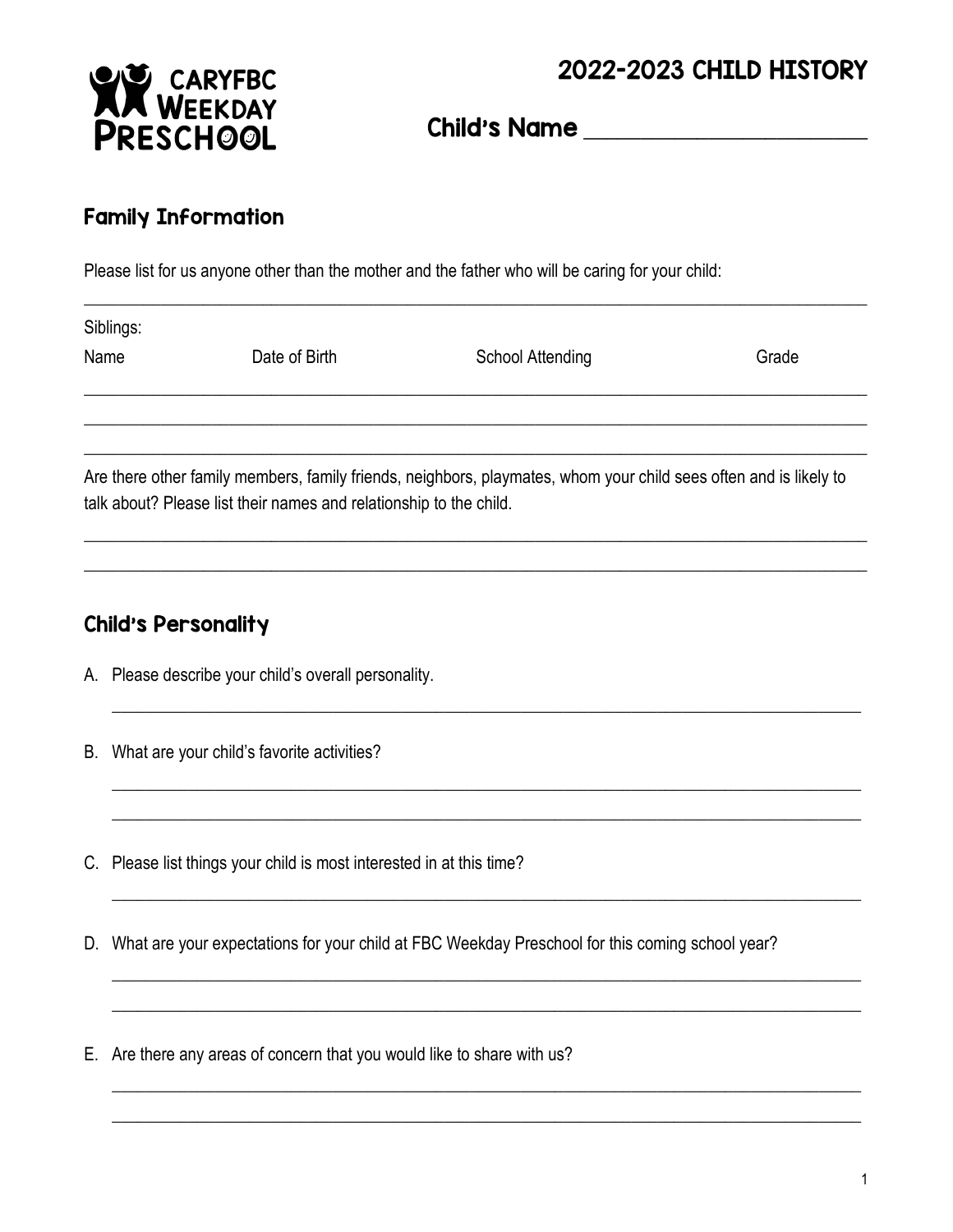CARYFBC WEEKDAY PRESCHOOL

# 2022-2023 CHILD HISTORY

**Child's Name** ______________________

## Family Information

Please list for us anyone other than the mother and the father who will be caring for your child:

______________________________________________________________________________

Siblings:

| Name | Date of Birth | School Attending | Grade |
|---|---|---|---|
| | | | |
| | | | |
| | | | |

Are there other family members, family friends, neighbors, playmates, whom your child sees often and is likely to talk about? Please list their names and relationship to the child.

______________________________________________________________________________

______________________________________________________________________________

## Child's Personality

A. Please describe your child's overall personality.

______________________________________________________________________________

B. What are your child's favorite activities?

______________________________________________________________________________

______________________________________________________________________________

C. Please list things your child is most interested in at this time?

______________________________________________________________________________

D. What are your expectations for your child at FBC Weekday Preschool for this coming school year?

______________________________________________________________________________

______________________________________________________________________________

E. Are there any areas of concern that you would like to share with us?

______________________________________________________________________________

______________________________________________________________________________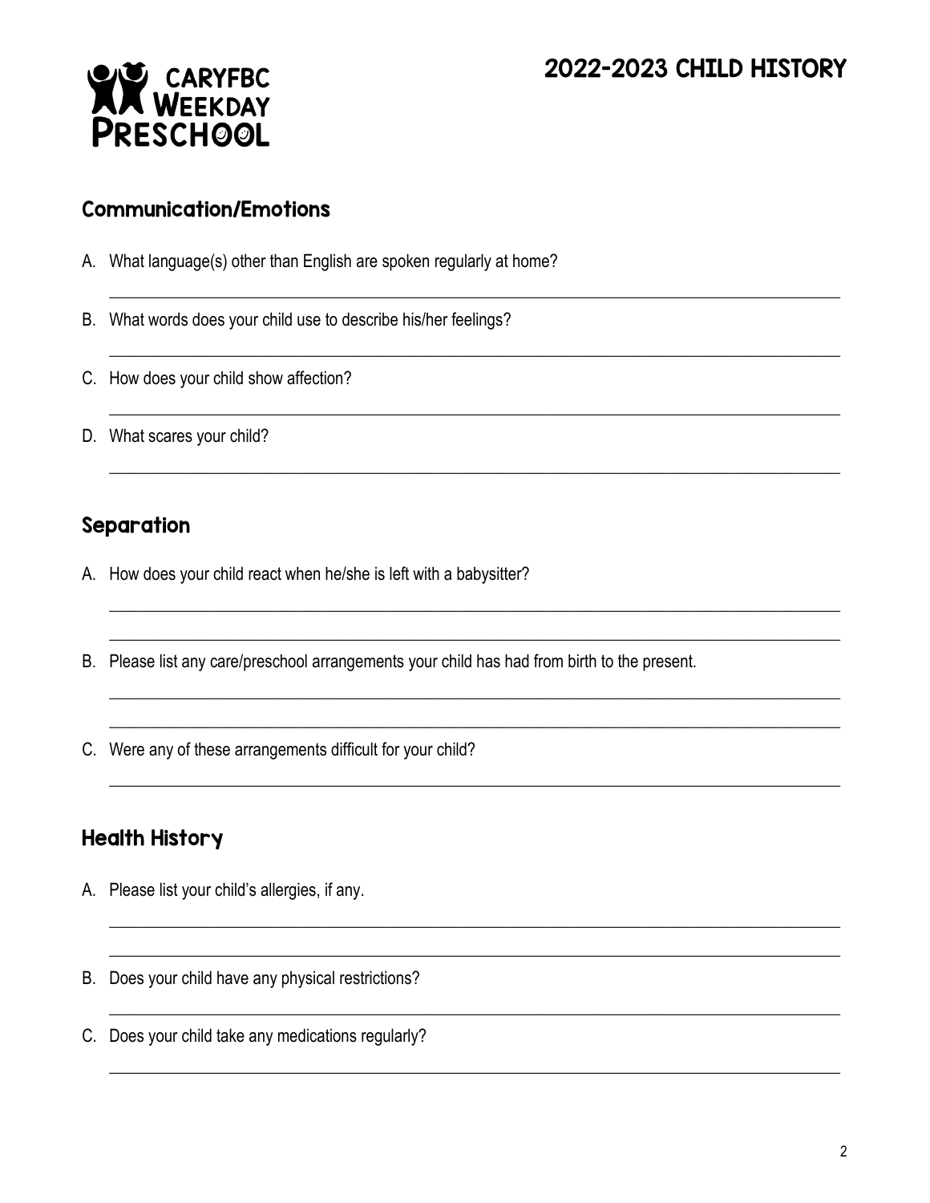CARYFBC WEEKDAY PRESCHOOL

# 2022-2023 CHILD HISTORY

## Communication/Emotions

A. What language(s) other than English are spoken regularly at home?

______________________________________________________________________________

B. What words does your child use to describe his/her feelings?

______________________________________________________________________________

C. How does your child show affection?

______________________________________________________________________________

D. What scares your child?

______________________________________________________________________________

## Separation

A. How does your child react when he/she is left with a babysitter?

______________________________________________________________________________

______________________________________________________________________________

B. Please list any care/preschool arrangements your child has had from birth to the present.

______________________________________________________________________________

______________________________________________________________________________

C. Were any of these arrangements difficult for your child?

______________________________________________________________________________

## Health History

A. Please list your child's allergies, if any.

______________________________________________________________________________

______________________________________________________________________________

B. Does your child have any physical restrictions?

______________________________________________________________________________

C. Does your child take any medications regularly?

______________________________________________________________________________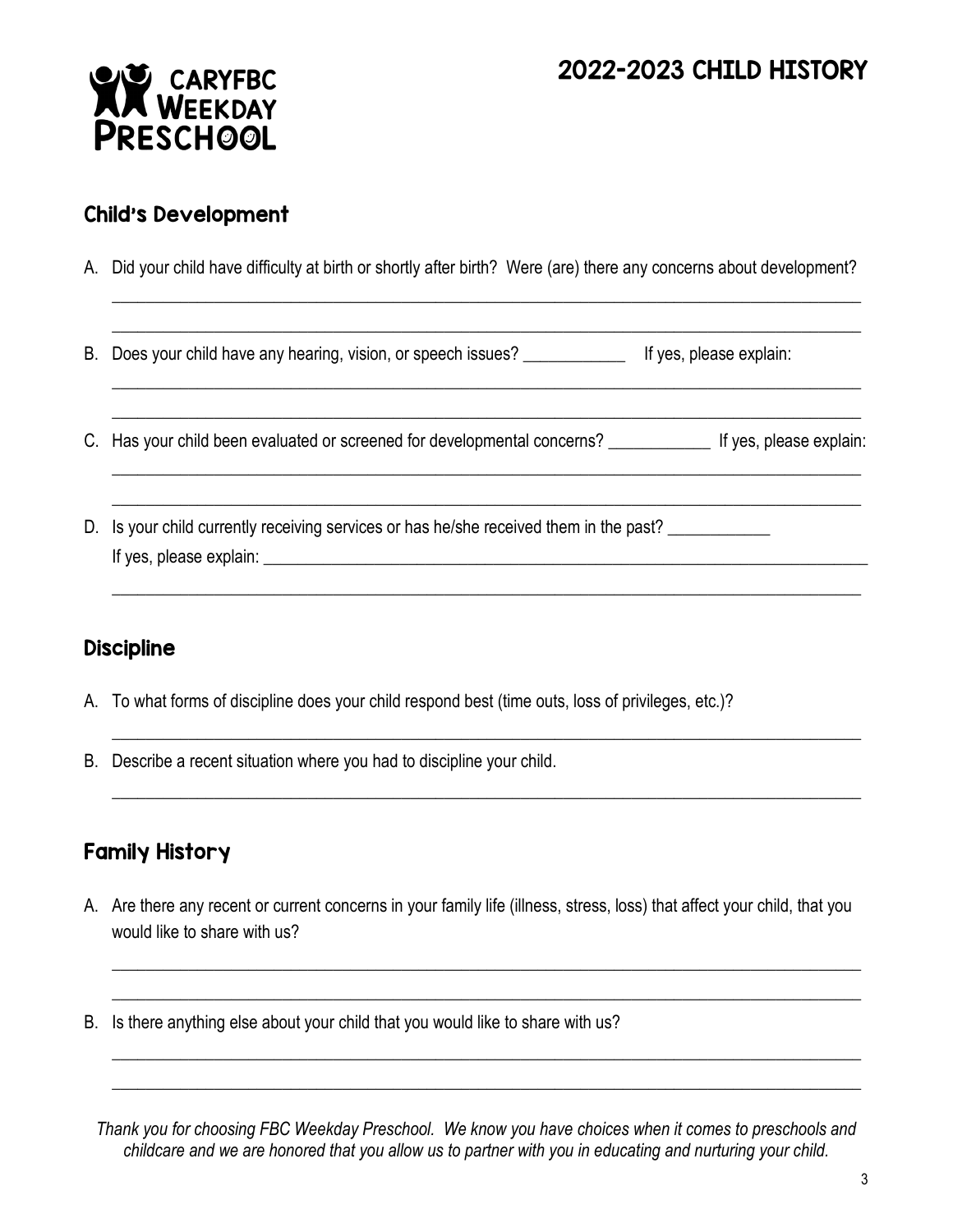CARYFBC WEEKDAY PRESCHOOL

# 2022-2023 CHILD HISTORY

## Child's Development

A. Did your child have difficulty at birth or shortly after birth? Were (are) there any concerns about development?

______________________________________________________________________________________

______________________________________________________________________________________

B. Does your child have any hearing, vision, or speech issues? ____________ If yes, please explain:

______________________________________________________________________________________

______________________________________________________________________________________

C. Has your child been evaluated or screened for developmental concerns? ____________ If yes, please explain:

______________________________________________________________________________________

______________________________________________________________________________________

D. Is your child currently receiving services or has he/she received them in the past? ____________
If yes, please explain: ______________________________________________________________________

______________________________________________________________________________________

## Discipline

A. To what forms of discipline does your child respond best (time outs, loss of privileges, etc.)?

______________________________________________________________________________________

B. Describe a recent situation where you had to discipline your child.

______________________________________________________________________________________

## Family History

A. Are there any recent or current concerns in your family life (illness, stress, loss) that affect your child, that you would like to share with us?

______________________________________________________________________________________

______________________________________________________________________________________

B. Is there anything else about your child that you would like to share with us?

______________________________________________________________________________________

______________________________________________________________________________________

*Thank you for choosing FBC Weekday Preschool. We know you have choices when it comes to preschools and childcare and we are honored that you allow us to partner with you in educating and nurturing your child.*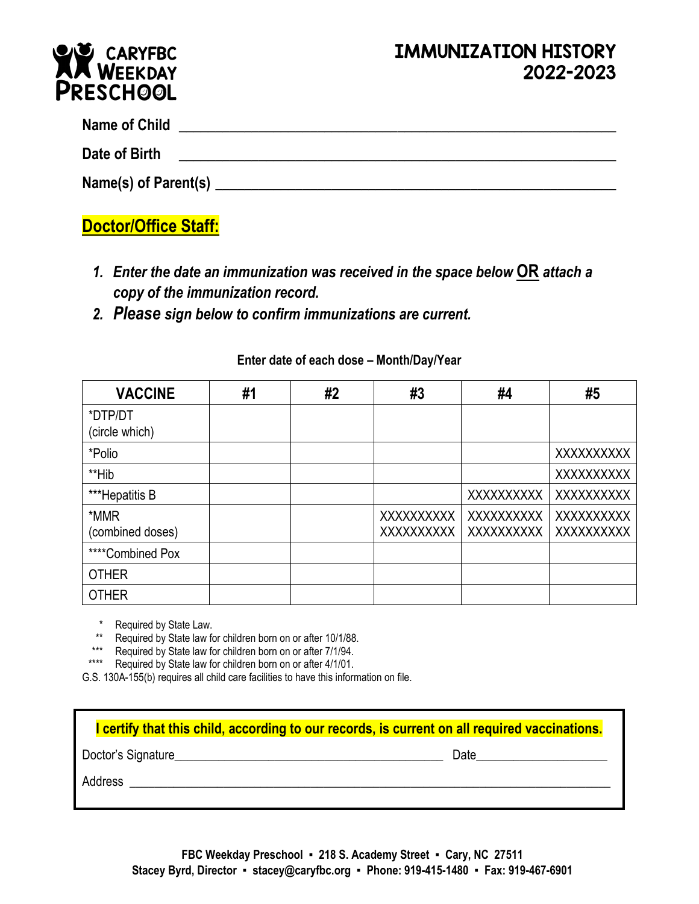CARYFBC WEEKDAY PRESCHOOL

# IMMUNIZATION HISTORY 2022-2023

**Name of Child** \_\_\_\_\_\_\_\_\_\_\_\_\_\_\_\_\_\_\_\_\_\_\_\_\_\_\_\_\_\_\_\_\_\_\_\_\_\_\_\_\_\_\_\_\_\_\_\_

**Date of Birth** \_\_\_\_\_\_\_\_\_\_\_\_\_\_\_\_\_\_\_\_\_\_\_\_\_\_\_\_\_\_\_\_\_\_\_\_\_\_\_\_\_\_\_\_\_\_\_\_

**Name(s) of Parent(s)** \_\_\_\_\_\_\_\_\_\_\_\_\_\_\_\_\_\_\_\_\_\_\_\_\_\_\_\_\_\_\_\_\_\_\_\_\_\_\_\_\_\_\_\_

## Doctor/Office Staff:

1. ***Enter the date an immunization was received in the space below OR attach a copy of the immunization record.***
2. ***Please sign below to confirm immunizations are current.***

**Enter date of each dose – Month/Day/Year**

| VACCINE | #1 | #2 | #3 | #4 | #5 |
|---|---|---|---|---|---|
| *DTP/DT (circle which) | | | | | |
| *Polio | | | | | XXXXXXXXXX |
| **Hib | | | | | XXXXXXXXXX |
| ***Hepatitis B | | | | XXXXXXXXXX | XXXXXXXXXX |
| *MMR (combined doses) | | | XXXXXXXXXX XXXXXXXXXX | XXXXXXXXXX XXXXXXXXXX | XXXXXXXXXX XXXXXXXXXX |
| ****Combined Pox | | | | | |
| OTHER | | | | | |
| OTHER | | | | | |

- \* Required by State Law.
- \** Required by State law for children born on or after 10/1/88.
- \*** Required by State law for children born on or after 7/1/94.
- \**** Required by State law for children born on or after 4/1/01.

G.S. 130A-155(b) requires all child care facilities to have this information on file.

**I certify that this child, according to our records, is current on all required vaccinations.**

Doctor's Signature\_\_\_\_\_\_\_\_\_\_\_\_\_\_\_\_\_\_\_\_\_\_\_\_\_\_\_\_\_\_\_\_\_\_\_\_\_\_ Date\_\_\_\_\_\_\_\_\_\_\_\_\_\_\_\_\_\_

Address \_\_\_\_\_\_\_\_\_\_\_\_\_\_\_\_\_\_\_\_\_\_\_\_\_\_\_\_\_\_\_\_\_\_\_\_\_\_\_\_\_\_\_\_\_\_\_\_\_\_\_\_\_\_\_\_\_\_\_\_\_\_\_\_

**FBC Weekday Preschool ▪ 218 S. Academy Street ▪ Cary, NC 27511**
**Stacey Byrd, Director ▪ stacey@caryfbc.org ▪ Phone: 919-415-1480 ▪ Fax: 919-467-6901**